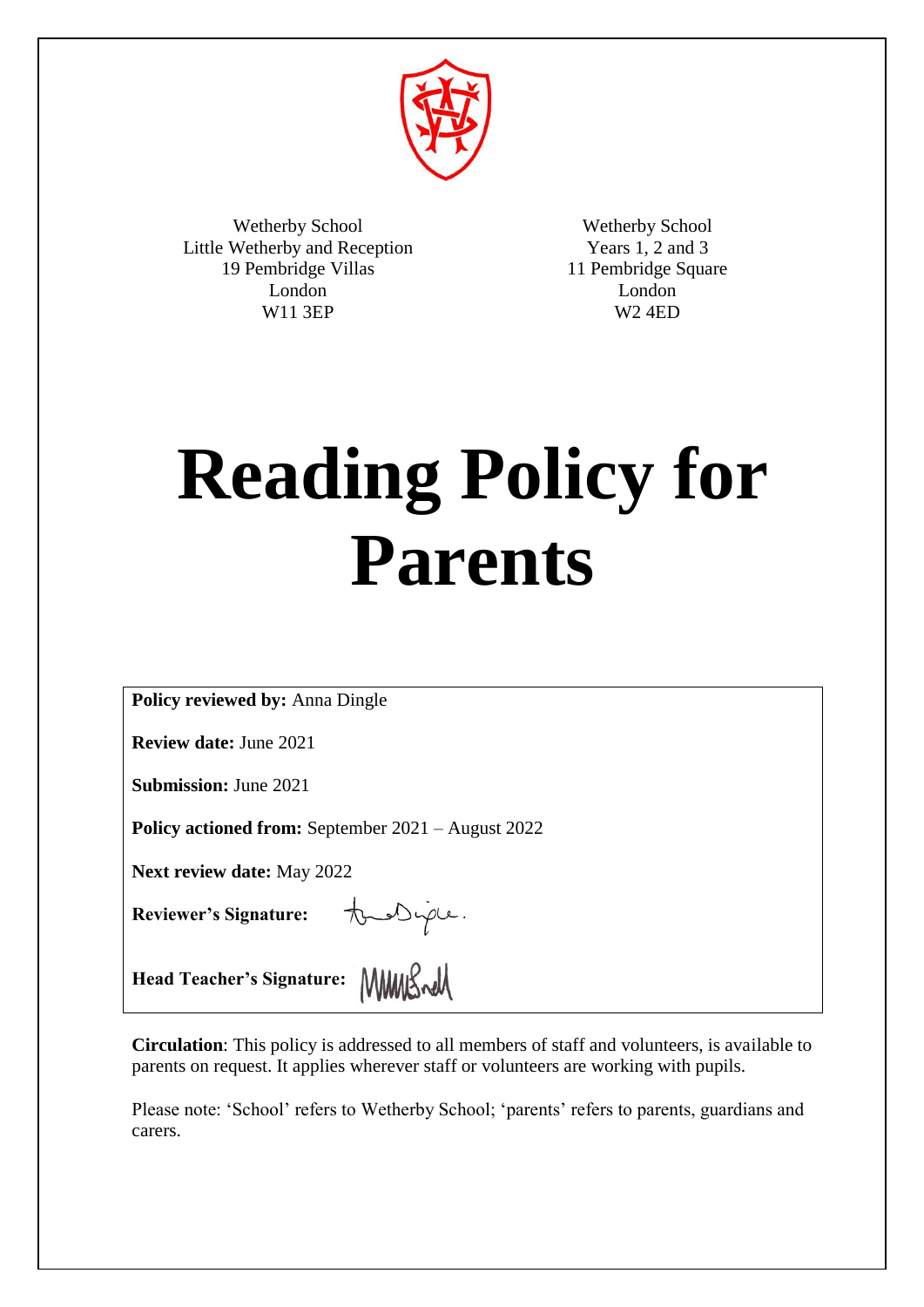Wetherby School
Little Wetherby and Reception
19 Pembridge Villas
London
W11 3EP

Wetherby School
Years 1, 2 and 3
11 Pembridge Square
London
W2 4ED

# Reading Policy for Parents

**Policy reviewed by:** Anna Dingle

**Review date:** June 2021

**Submission:** June 2021

**Policy actioned from:** September 2021 – August 2022

**Next review date:** May 2022

**Reviewer's Signature:**

**Head Teacher's Signature:**

**Circulation**: This policy is addressed to all members of staff and volunteers, is available to parents on request. It applies wherever staff or volunteers are working with pupils.

Please note: 'School' refers to Wetherby School; 'parents' refers to parents, guardians and carers.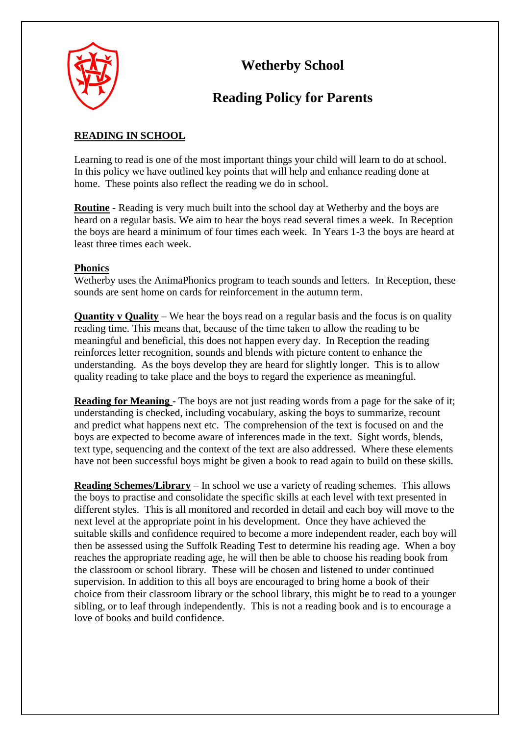# Wetherby School

## Reading Policy for Parents

**READING IN SCHOOL**

Learning to read is one of the most important things your child will learn to do at school. In this policy we have outlined key points that will help and enhance reading done at home. These points also reflect the reading we do in school.

**Routine** - Reading is very much built into the school day at Wetherby and the boys are heard on a regular basis. We aim to hear the boys read several times a week. In Reception the boys are heard a minimum of four times each week. In Years 1-3 the boys are heard at least three times each week.

**Phonics**

Wetherby uses the AnimaPhonics program to teach sounds and letters. In Reception, these sounds are sent home on cards for reinforcement in the autumn term.

**Quantity v Quality** – We hear the boys read on a regular basis and the focus is on quality reading time. This means that, because of the time taken to allow the reading to be meaningful and beneficial, this does not happen every day. In Reception the reading reinforces letter recognition, sounds and blends with picture content to enhance the understanding. As the boys develop they are heard for slightly longer. This is to allow quality reading to take place and the boys to regard the experience as meaningful.

**Reading for Meaning** - The boys are not just reading words from a page for the sake of it; understanding is checked, including vocabulary, asking the boys to summarize, recount and predict what happens next etc. The comprehension of the text is focused on and the boys are expected to become aware of inferences made in the text. Sight words, blends, text type, sequencing and the context of the text are also addressed. Where these elements have not been successful boys might be given a book to read again to build on these skills.

**Reading Schemes/Library** – In school we use a variety of reading schemes. This allows the boys to practise and consolidate the specific skills at each level with text presented in different styles. This is all monitored and recorded in detail and each boy will move to the next level at the appropriate point in his development. Once they have achieved the suitable skills and confidence required to become a more independent reader, each boy will then be assessed using the Suffolk Reading Test to determine his reading age. When a boy reaches the appropriate reading age, he will then be able to choose his reading book from the classroom or school library. These will be chosen and listened to under continued supervision. In addition to this all boys are encouraged to bring home a book of their choice from their classroom library or the school library, this might be to read to a younger sibling, or to leaf through independently. This is not a reading book and is to encourage a love of books and build confidence.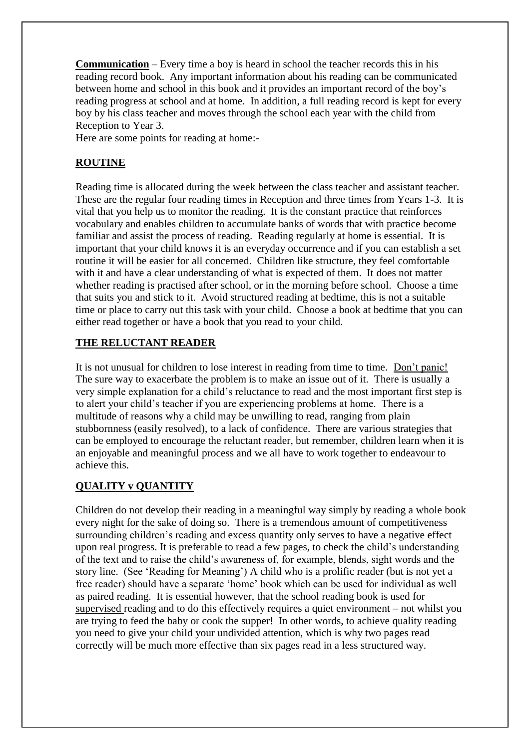**<u>Communication</u>** – Every time a boy is heard in school the teacher records this in his reading record book. Any important information about his reading can be communicated between home and school in this book and it provides an important record of the boy's reading progress at school and at home. In addition, a full reading record is kept for every boy by his class teacher and moves through the school each year with the child from Reception to Year 3.

Here are some points for reading at home:-

## <u>ROUTINE</u>

Reading time is allocated during the week between the class teacher and assistant teacher. These are the regular four reading times in Reception and three times from Years 1-3. It is vital that you help us to monitor the reading. It is the constant practice that reinforces vocabulary and enables children to accumulate banks of words that with practice become familiar and assist the process of reading. Reading regularly at home is essential. It is important that your child knows it is an everyday occurrence and if you can establish a set routine it will be easier for all concerned. Children like structure, they feel comfortable with it and have a clear understanding of what is expected of them. It does not matter whether reading is practised after school, or in the morning before school. Choose a time that suits you and stick to it. Avoid structured reading at bedtime, this is not a suitable time or place to carry out this task with your child. Choose a book at bedtime that you can either read together or have a book that you read to your child.

## <u>THE RELUCTANT READER</u>

It is not unusual for children to lose interest in reading from time to time. <u>Don't panic!</u> The sure way to exacerbate the problem is to make an issue out of it. There is usually a very simple explanation for a child's reluctance to read and the most important first step is to alert your child's teacher if you are experiencing problems at home. There is a multitude of reasons why a child may be unwilling to read, ranging from plain stubbornness (easily resolved), to a lack of confidence. There are various strategies that can be employed to encourage the reluctant reader, but remember, children learn when it is an enjoyable and meaningful process and we all have to work together to endeavour to achieve this.

## <u>QUALITY v QUANTITY</u>

Children do not develop their reading in a meaningful way simply by reading a whole book every night for the sake of doing so. There is a tremendous amount of competitiveness surrounding children's reading and excess quantity only serves to have a negative effect upon <u>real</u> progress. It is preferable to read a few pages, to check the child's understanding of the text and to raise the child's awareness of, for example, blends, sight words and the story line. (See 'Reading for Meaning') A child who is a prolific reader (but is not yet a free reader) should have a separate 'home' book which can be used for individual as well as paired reading. It is essential however, that the school reading book is used for <u>supervised</u> reading and to do this effectively requires a quiet environment – not whilst you are trying to feed the baby or cook the supper! In other words, to achieve quality reading you need to give your child your undivided attention, which is why two pages read correctly will be much more effective than six pages read in a less structured way.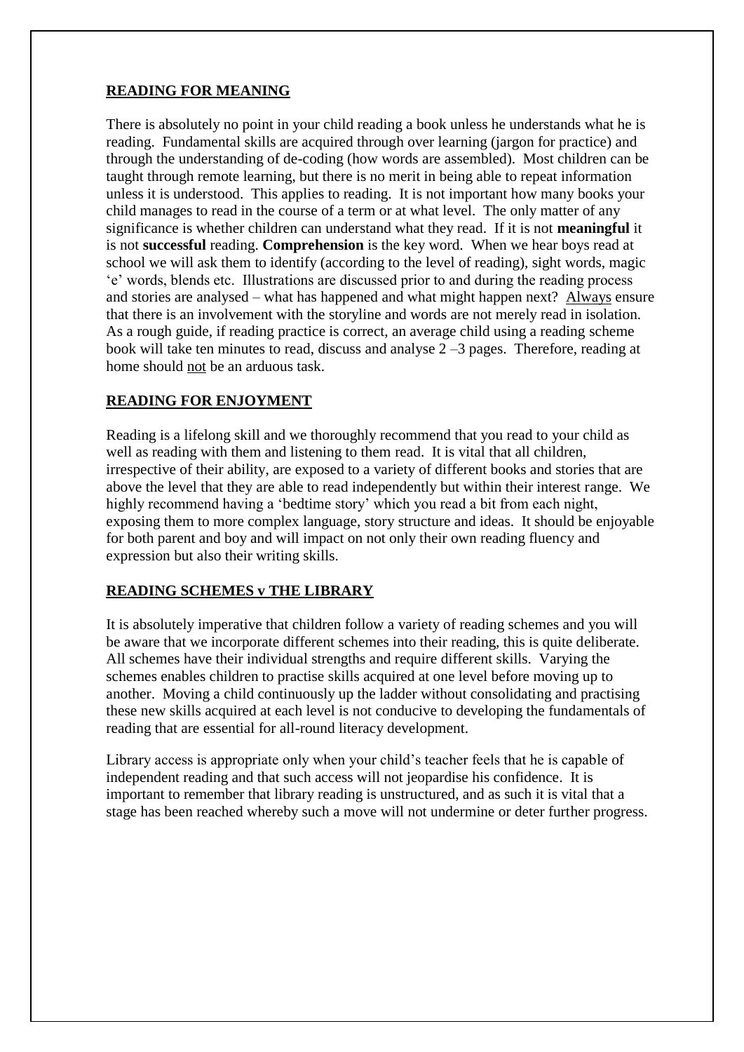## READING FOR MEANING

There is absolutely no point in your child reading a book unless he understands what he is reading. Fundamental skills are acquired through over learning (jargon for practice) and through the understanding of de-coding (how words are assembled). Most children can be taught through remote learning, but there is no merit in being able to repeat information unless it is understood. This applies to reading. It is not important how many books your child manages to read in the course of a term or at what level. The only matter of any significance is whether children can understand what they read. If it is not **meaningful** it is not **successful** reading. **Comprehension** is the key word. When we hear boys read at school we will ask them to identify (according to the level of reading), sight words, magic 'e' words, blends etc. Illustrations are discussed prior to and during the reading process and stories are analysed – what has happened and what might happen next? Always ensure that there is an involvement with the storyline and words are not merely read in isolation. As a rough guide, if reading practice is correct, an average child using a reading scheme book will take ten minutes to read, discuss and analyse 2 –3 pages. Therefore, reading at home should not be an arduous task.

## READING FOR ENJOYMENT

Reading is a lifelong skill and we thoroughly recommend that you read to your child as well as reading with them and listening to them read. It is vital that all children, irrespective of their ability, are exposed to a variety of different books and stories that are above the level that they are able to read independently but within their interest range. We highly recommend having a 'bedtime story' which you read a bit from each night, exposing them to more complex language, story structure and ideas. It should be enjoyable for both parent and boy and will impact on not only their own reading fluency and expression but also their writing skills.

## READING SCHEMES v THE LIBRARY

It is absolutely imperative that children follow a variety of reading schemes and you will be aware that we incorporate different schemes into their reading, this is quite deliberate. All schemes have their individual strengths and require different skills. Varying the schemes enables children to practise skills acquired at one level before moving up to another. Moving a child continuously up the ladder without consolidating and practising these new skills acquired at each level is not conducive to developing the fundamentals of reading that are essential for all-round literacy development.

Library access is appropriate only when your child's teacher feels that he is capable of independent reading and that such access will not jeopardise his confidence. It is important to remember that library reading is unstructured, and as such it is vital that a stage has been reached whereby such a move will not undermine or deter further progress.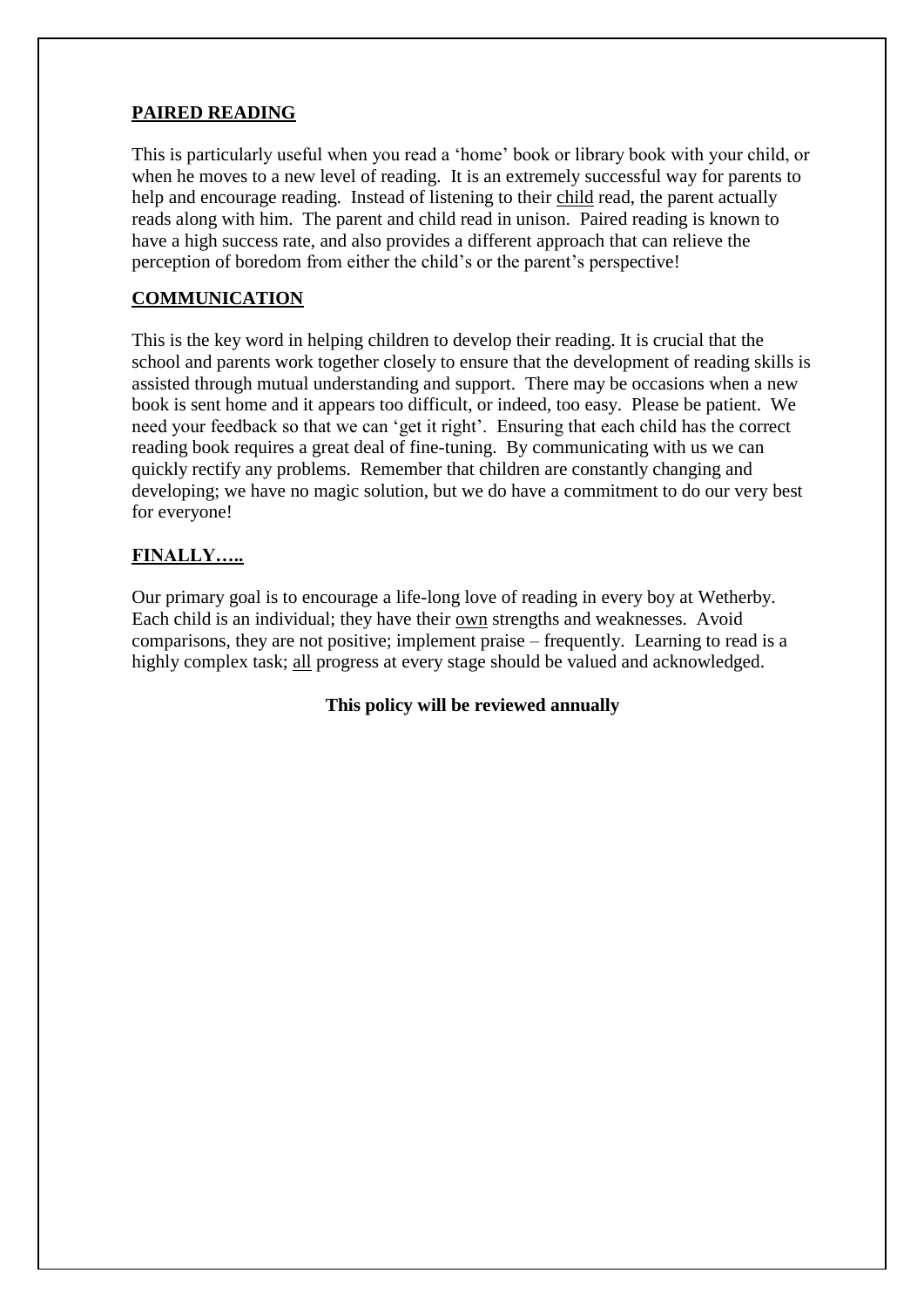## PAIRED READING

This is particularly useful when you read a 'home' book or library book with your child, or when he moves to a new level of reading. It is an extremely successful way for parents to help and encourage reading. Instead of listening to their child read, the parent actually reads along with him. The parent and child read in unison. Paired reading is known to have a high success rate, and also provides a different approach that can relieve the perception of boredom from either the child's or the parent's perspective!

## COMMUNICATION

This is the key word in helping children to develop their reading. It is crucial that the school and parents work together closely to ensure that the development of reading skills is assisted through mutual understanding and support. There may be occasions when a new book is sent home and it appears too difficult, or indeed, too easy. Please be patient. We need your feedback so that we can 'get it right'. Ensuring that each child has the correct reading book requires a great deal of fine-tuning. By communicating with us we can quickly rectify any problems. Remember that children are constantly changing and developing; we have no magic solution, but we do have a commitment to do our very best for everyone!

## FINALLY…..

Our primary goal is to encourage a life-long love of reading in every boy at Wetherby. Each child is an individual; they have their own strengths and weaknesses. Avoid comparisons, they are not positive; implement praise – frequently. Learning to read is a highly complex task; all progress at every stage should be valued and acknowledged.

**This policy will be reviewed annually**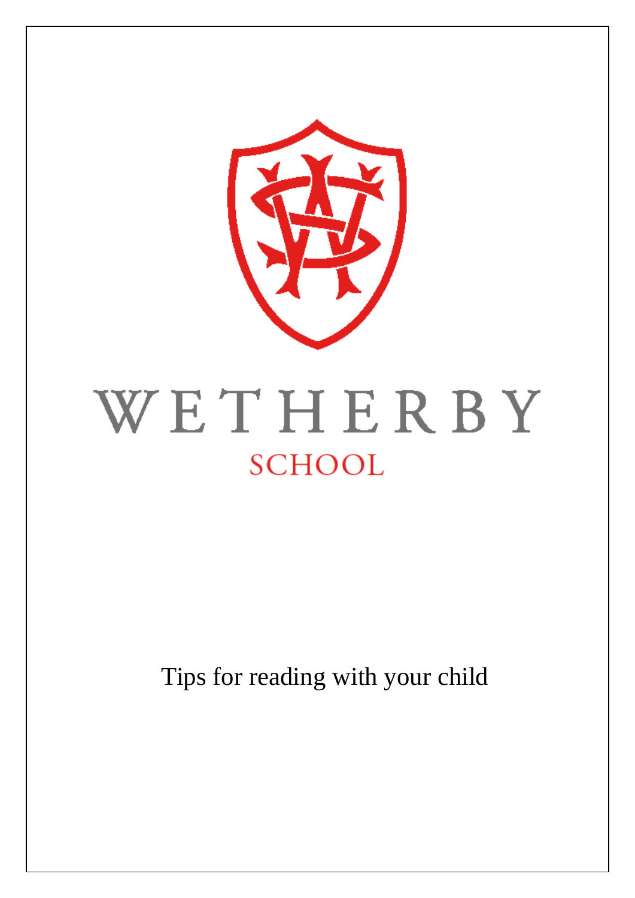# WETHERBY

## SCHOOL

Tips for reading with your child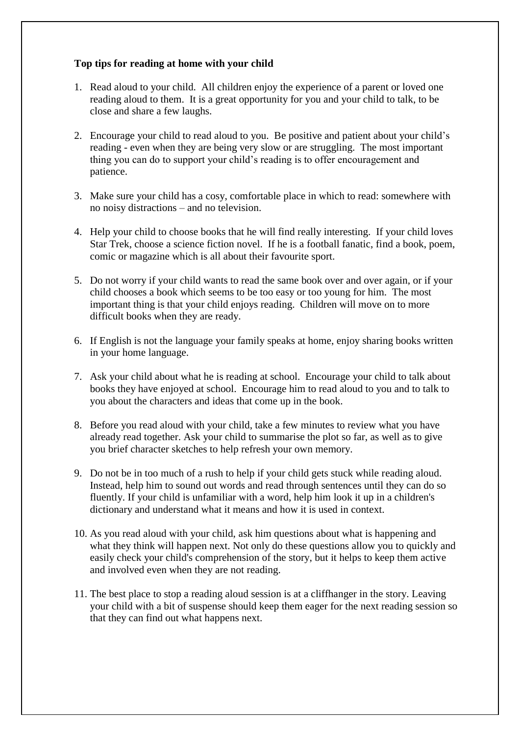**Top tips for reading at home with your child**

1. Read aloud to your child. All children enjoy the experience of a parent or loved one reading aloud to them. It is a great opportunity for you and your child to talk, to be close and share a few laughs.

2. Encourage your child to read aloud to you. Be positive and patient about your child's reading - even when they are being very slow or are struggling. The most important thing you can do to support your child's reading is to offer encouragement and patience.

3. Make sure your child has a cosy, comfortable place in which to read: somewhere with no noisy distractions – and no television.

4. Help your child to choose books that he will find really interesting. If your child loves Star Trek, choose a science fiction novel. If he is a football fanatic, find a book, poem, comic or magazine which is all about their favourite sport.

5. Do not worry if your child wants to read the same book over and over again, or if your child chooses a book which seems to be too easy or too young for him. The most important thing is that your child enjoys reading. Children will move on to more difficult books when they are ready.

6. If English is not the language your family speaks at home, enjoy sharing books written in your home language.

7. Ask your child about what he is reading at school. Encourage your child to talk about books they have enjoyed at school. Encourage him to read aloud to you and to talk to you about the characters and ideas that come up in the book.

8. Before you read aloud with your child, take a few minutes to review what you have already read together. Ask your child to summarise the plot so far, as well as to give you brief character sketches to help refresh your own memory.

9. Do not be in too much of a rush to help if your child gets stuck while reading aloud. Instead, help him to sound out words and read through sentences until they can do so fluently. If your child is unfamiliar with a word, help him look it up in a children's dictionary and understand what it means and how it is used in context.

10. As you read aloud with your child, ask him questions about what is happening and what they think will happen next. Not only do these questions allow you to quickly and easily check your child's comprehension of the story, but it helps to keep them active and involved even when they are not reading.

11. The best place to stop a reading aloud session is at a cliffhanger in the story. Leaving your child with a bit of suspense should keep them eager for the next reading session so that they can find out what happens next.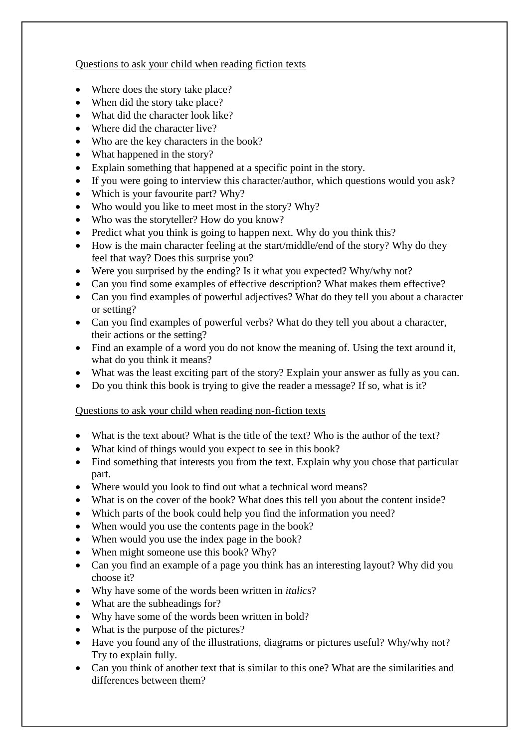Questions to ask your child when reading fiction texts

- Where does the story take place?
- When did the story take place?
- What did the character look like?
- Where did the character live?
- Who are the key characters in the book?
- What happened in the story?
- Explain something that happened at a specific point in the story.
- If you were going to interview this character/author, which questions would you ask?
- Which is your favourite part? Why?
- Who would you like to meet most in the story? Why?
- Who was the storyteller? How do you know?
- Predict what you think is going to happen next. Why do you think this?
- How is the main character feeling at the start/middle/end of the story? Why do they feel that way? Does this surprise you?
- Were you surprised by the ending? Is it what you expected? Why/why not?
- Can you find some examples of effective description? What makes them effective?
- Can you find examples of powerful adjectives? What do they tell you about a character or setting?
- Can you find examples of powerful verbs? What do they tell you about a character, their actions or the setting?
- Find an example of a word you do not know the meaning of. Using the text around it, what do you think it means?
- What was the least exciting part of the story? Explain your answer as fully as you can.
- Do you think this book is trying to give the reader a message? If so, what is it?

Questions to ask your child when reading non-fiction texts

- What is the text about? What is the title of the text? Who is the author of the text?
- What kind of things would you expect to see in this book?
- Find something that interests you from the text. Explain why you chose that particular part.
- Where would you look to find out what a technical word means?
- What is on the cover of the book? What does this tell you about the content inside?
- Which parts of the book could help you find the information you need?
- When would you use the contents page in the book?
- When would you use the index page in the book?
- When might someone use this book? Why?
- Can you find an example of a page you think has an interesting layout? Why did you choose it?
- Why have some of the words been written in *italics*?
- What are the subheadings for?
- Why have some of the words been written in bold?
- What is the purpose of the pictures?
- Have you found any of the illustrations, diagrams or pictures useful? Why/why not? Try to explain fully.
- Can you think of another text that is similar to this one? What are the similarities and differences between them?